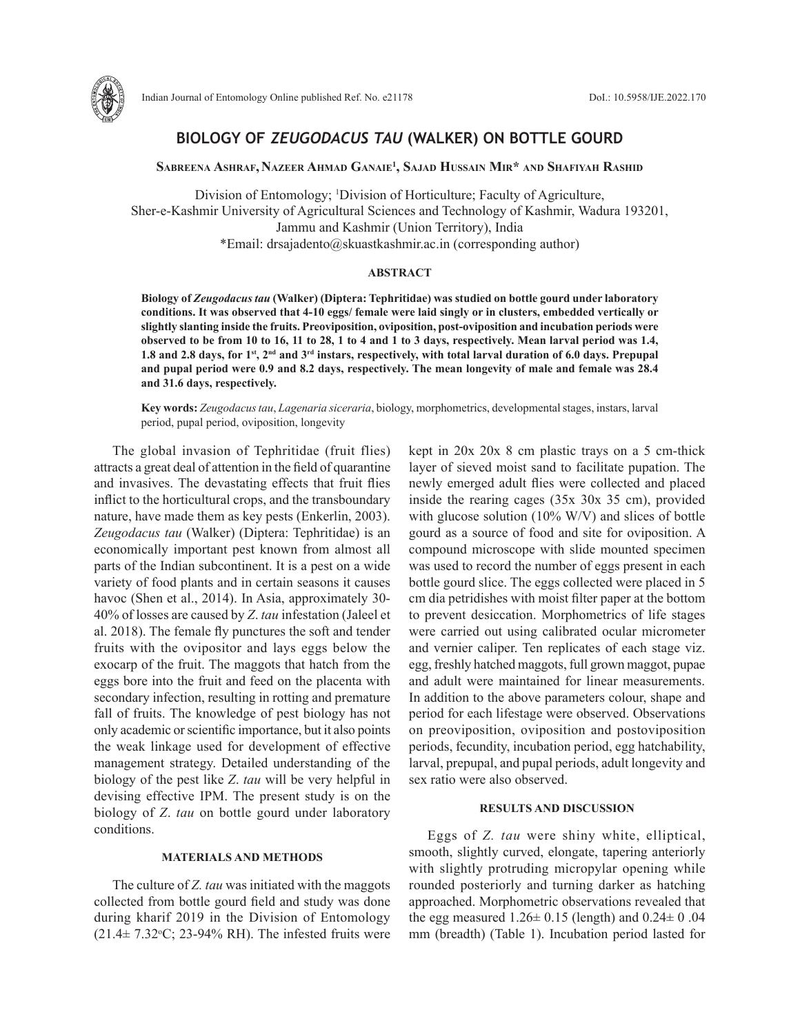# BIOLOGY OF *ZEUGODACUS TAU* (WALKER) ON BOTTLE GOURD

**Sabreena Ashraf, Nazeer Ahmad Ganaie[1], Sajad Hussain Mir\* and Shafiyah Rashid**

Division of Entomology; [1]Division of Horticulture; Faculty of Agriculture,
Sher-e-Kashmir University of Agricultural Sciences and Technology of Kashmir, Wadura 193201,
Jammu and Kashmir (Union Territory), India
\*Email: drsajadento@skuastkashmir.ac.in (corresponding author)

## ABSTRACT

**Biology of *Zeugodacus tau* (Walker) (Diptera: Tephritidae) was studied on bottle gourd under laboratory conditions. It was observed that 4-10 eggs/ female were laid singly or in clusters, embedded vertically or slightly slanting inside the fruits. Preoviposition, oviposition, post-oviposition and incubation periods were observed to be from 10 to 16, 11 to 28, 1 to 4 and 1 to 3 days, respectively. Mean larval period was 1.4, 1.8 and 2.8 days, for 1st, 2nd and 3rd instars, respectively, with total larval duration of 6.0 days. Prepupal and pupal period were 0.9 and 8.2 days, respectively. The mean longevity of male and female was 28.4 and 31.6 days, respectively.**

**Key words:** *Zeugodacus tau*, *Lagenaria siceraria*, biology, morphometrics, developmental stages, instars, larval period, pupal period, oviposition, longevity

The global invasion of Tephritidae (fruit flies) attracts a great deal of attention in the field of quarantine and invasives. The devastating effects that fruit flies inflict to the horticultural crops, and the transboundary nature, have made them as key pests (Enkerlin, 2003). *Zeugodacus tau* (Walker) (Diptera: Tephritidae) is an economically important pest known from almost all parts of the Indian subcontinent. It is a pest on a wide variety of food plants and in certain seasons it causes havoc (Shen et al., 2014). In Asia, approximately 30-40% of losses are caused by *Z. tau* infestation (Jaleel et al. 2018). The female fly punctures the soft and tender fruits with the ovipositor and lays eggs below the exocarp of the fruit. The maggots that hatch from the eggs bore into the fruit and feed on the placenta with secondary infection, resulting in rotting and premature fall of fruits. The knowledge of pest biology has not only academic or scientific importance, but it also points the weak linkage used for development of effective management strategy. Detailed understanding of the biology of the pest like *Z. tau* will be very helpful in devising effective IPM. The present study is on the biology of *Z. tau* on bottle gourd under laboratory conditions.

## MATERIALS AND METHODS

The culture of *Z. tau* was initiated with the maggots collected from bottle gourd field and study was done during kharif 2019 in the Division of Entomology (21.4± 7.32°C; 23-94% RH). The infested fruits were kept in 20x 20x 8 cm plastic trays on a 5 cm-thick layer of sieved moist sand to facilitate pupation. The newly emerged adult flies were collected and placed inside the rearing cages (35x 30x 35 cm), provided with glucose solution (10% W/V) and slices of bottle gourd as a source of food and site for oviposition. A compound microscope with slide mounted specimen was used to record the number of eggs present in each bottle gourd slice. The eggs collected were placed in 5 cm dia petridishes with moist filter paper at the bottom to prevent desiccation. Morphometrics of life stages were carried out using calibrated ocular micrometer and vernier caliper. Ten replicates of each stage viz. egg, freshly hatched maggots, full grown maggot, pupae and adult were maintained for linear measurements. In addition to the above parameters colour, shape and period for each lifestage were observed. Observations on preoviposition, oviposition and postoviposition periods, fecundity, incubation period, egg hatchability, larval, prepupal, and pupal periods, adult longevity and sex ratio were also observed.

## RESULTS AND DISCUSSION

Eggs of *Z. tau* were shiny white, elliptical, smooth, slightly curved, elongate, tapering anteriorly with slightly protruding micropylar opening while rounded posteriorly and turning darker as hatching approached. Morphometric observations revealed that the egg measured 1.26± 0.15 (length) and 0.24± 0 .04 mm (breadth) (Table 1). Incubation period lasted for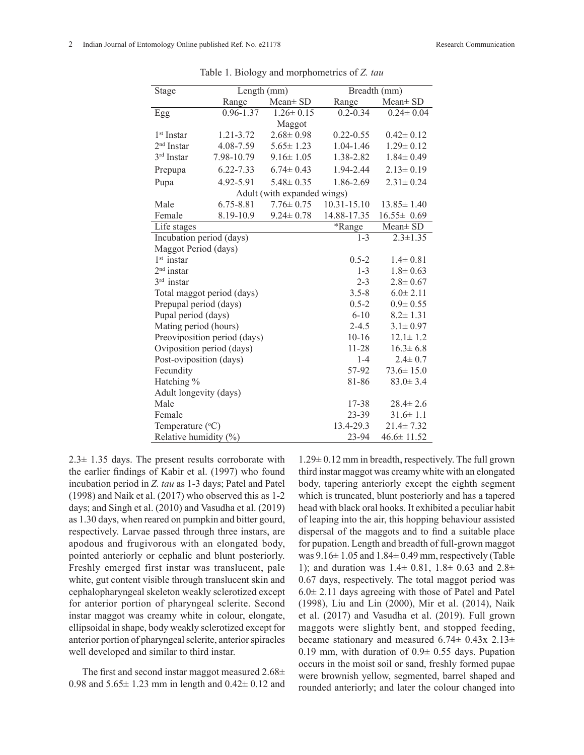Table 1. Biology and morphometrics of *Z. tau*

| Stage | Length (mm) | | Breadth (mm) | |
|---|---|---|---|---|
| | Range | Mean± SD | Range | Mean± SD |
| Egg | 0.96-1.37 | 1.26± 0.15 | 0.2-0.34 | 0.24± 0.04 |
| Maggot | | | | |
| 1st Instar | 1.21-3.72 | 2.68± 0.98 | 0.22-0.55 | 0.42± 0.12 |
| 2nd Instar | 4.08-7.59 | 5.65± 1.23 | 1.04-1.46 | 1.29± 0.12 |
| 3rd Instar | 7.98-10.79 | 9.16± 1.05 | 1.38-2.82 | 1.84± 0.49 |
| Prepupa | 6.22-7.33 | 6.74± 0.43 | 1.94-2.44 | 2.13± 0.19 |
| Pupa | 4.92-5.91 | 5.48± 0.35 | 1.86-2.69 | 2.31± 0.24 |
| Adult (with expanded wings) | | | | |
| Male | 6.75-8.81 | 7.76± 0.75 | 10.31-15.10 | 13.85± 1.40 |
| Female | 8.19-10.9 | 9.24± 0.78 | 14.88-17.35 | 16.55± 0.69 |
| Life stages | | | *Range | Mean± SD |
| Incubation period (days) | | | 1-3 | 2.3±1.35 |
| Maggot Period (days) | | | | |
| 1st instar | | | 0.5-2 | 1.4± 0.81 |
| 2nd instar | | | 1-3 | 1.8± 0.63 |
| 3rd instar | | | 2-3 | 2.8± 0.67 |
| Total maggot period (days) | | | 3.5-8 | 6.0± 2.11 |
| Prepupal period (days) | | | 0.5-2 | 0.9± 0.55 |
| Pupal period (days) | | | 6-10 | 8.2± 1.31 |
| Mating period (hours) | | | 2-4.5 | 3.1± 0.97 |
| Preoviposition period (days) | | | 10-16 | 12.1± 1.2 |
| Oviposition period (days) | | | 11-28 | 16.3± 6.8 |
| Post-oviposition (days) | | | 1-4 | 2.4± 0.7 |
| Fecundity | | | 57-92 | 73.6± 15.0 |
| Hatching % | | | 81-86 | 83.0± 3.4 |
| Adult longevity (days) | | | | |
| Male | | | 17-38 | 28.4± 2.6 |
| Female | | | 23-39 | 31.6± 1.1 |
| Temperature (°C) | | | 13.4-29.3 | 21.4± 7.32 |
| Relative humidity (%) | | | 23-94 | 46.6± 11.52 |

2.3± 1.35 days. The present results corroborate with the earlier findings of Kabir et al. (1997) who found incubation period in *Z. tau* as 1-3 days; Patel and Patel (1998) and Naik et al. (2017) who observed this as 1-2 days; and Singh et al. (2010) and Vasudha et al. (2019) as 1.30 days, when reared on pumpkin and bitter gourd, respectively. Larvae passed through three instars, are apodous and frugivorous with an elongated body, pointed anteriorly or cephalic and blunt posteriorly. Freshly emerged first instar was translucent, pale white, gut content visible through translucent skin and cephalopharyngeal skeleton weakly sclerotized except for anterior portion of pharyngeal sclerite. Second instar maggot was creamy white in colour, elongate, ellipsoidal in shape, body weakly sclerotized except for anterior portion of pharyngeal sclerite, anterior spiracles well developed and similar to third instar.

The first and second instar maggot measured 2.68± 0.98 and 5.65± 1.23 mm in length and 0.42± 0.12 and 1.29± 0.12 mm in breadth, respectively. The full grown third instar maggot was creamy white with an elongated body, tapering anteriorly except the eighth segment which is truncated, blunt posteriorly and has a tapered head with black oral hooks. It exhibited a peculiar habit of leaping into the air, this hopping behaviour assisted dispersal of the maggots and to find a suitable place for pupation. Length and breadth of full-grown maggot was 9.16± 1.05 and 1.84± 0.49 mm, respectively (Table 1); and duration was 1.4± 0.81, 1.8± 0.63 and 2.8± 0.67 days, respectively. The total maggot period was 6.0± 2.11 days agreeing with those of Patel and Patel (1998), Liu and Lin (2000), Mir et al. (2014), Naik et al. (2017) and Vasudha et al. (2019). Full grown maggots were slightly bent, and stopped feeding, became stationary and measured 6.74± 0.43x 2.13± 0.19 mm, with duration of 0.9± 0.55 days. Pupation occurs in the moist soil or sand, freshly formed pupae were brownish yellow, segmented, barrel shaped and rounded anteriorly; and later the colour changed into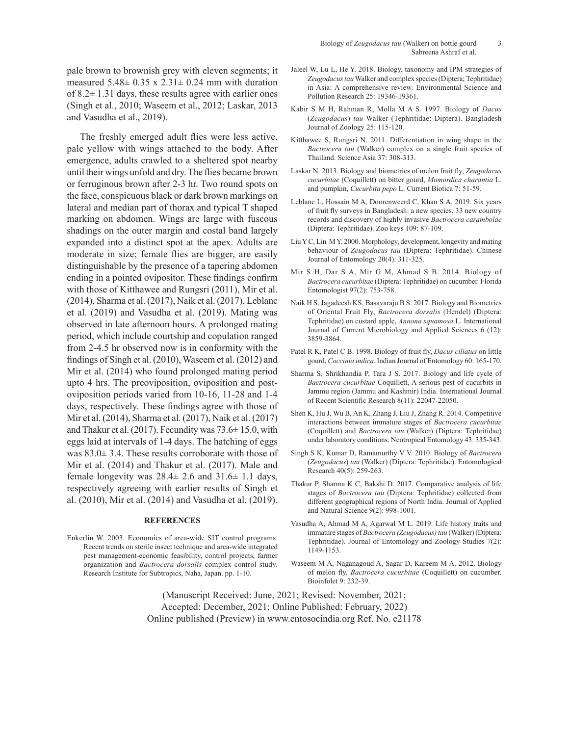pale brown to brownish grey with eleven segments; it measured 5.48± 0.35 x 2.31± 0.24 mm with duration of 8.2± 1.31 days, these results agree with earlier ones (Singh et al., 2010; Waseem et al., 2012; Laskar, 2013 and Vasudha et al., 2019).

The freshly emerged adult flies were less active, pale yellow with wings attached to the body. After emergence, adults crawled to a sheltered spot nearby until their wings unfold and dry. The flies became brown or ferruginous brown after 2-3 hr. Two round spots on the face, conspicuous black or dark brown markings on lateral and median part of thorax and typical T shaped marking on abdomen. Wings are large with fuscous shadings on the outer margin and costal band largely expanded into a distinct spot at the apex. Adults are moderate in size; female flies are bigger, are easily distinguishable by the presence of a tapering abdomen ending in a pointed ovipositor. These findings confirm with those of Kitthawee and Rungsri (2011), Mir et al. (2014), Sharma et al. (2017), Naik et al. (2017), Leblanc et al. (2019) and Vasudha et al. (2019). Mating was observed in late afternoon hours. A prolonged mating period, which include courtship and copulation ranged from 2-4.5 hr observed now is in conformity with the findings of Singh et al. (2010), Waseem et al. (2012) and Mir et al. (2014) who found prolonged mating period upto 4 hrs. The preoviposition, oviposition and post-oviposition periods varied from 10-16, 11-28 and 1-4 days, respectively. These findings agree with those of Mir et al. (2014), Sharma et al. (2017), Naik et al. (2017) and Thakur et al. (2017). Fecundity was 73.6± 15.0, with eggs laid at intervals of 1-4 days. The hatching of eggs was 83.0± 3.4. These results corroborate with those of Mir et al. (2014) and Thakur et al. (2017). Male and female longevity was 28.4± 2.6 and 31.6± 1.1 days, respectively agreeing with earlier results of Singh et al. (2010), Mir et al. (2014) and Vasudha et al. (2019).

## REFERENCES

Enkerlin W. 2003. Economics of area-wide SIT control programs. Recent trends on sterile insect technique and area-wide integrated pest management-economic feasibility, control projects, farmer organization and *Bactrocera dorsalis* complex control study. Research Institute for Subtropics, Naha, Japan. pp. 1-10.

Jaleel W, Lu L, He Y. 2018. Biology, taxonomy and IPM strategies of *Zeugodacus tau* Walker and complex species (Diptera; Tephritidae) in Asia: A comprehensive review. Environmental Science and Pollution Research 25: 19346-19361.

Kabir S M H, Rahman R, Molla M A S. 1997. Biology of *Dacus* (*Zeugodacus*) *tau* Walker (Tephritidae: Diptera). Bangladesh Journal of Zoology 25: 115-120.

Kitthawee S, Rungsri N. 2011. Differentiation in wing shape in the *Bactrocera tau* (Walker) complex on a single fruit species of Thailand. Science Asia 37: 308-313.

Laskar N. 2013. Biology and biometrics of melon fruit fly, *Zeugodacus cucurbitae* (Coquillett) on bitter gourd, *Momordica charantia* L. and pumpkin, *Cucurbita pepo* L. Current Biotica 7: 51-59.

Leblanc L, Hossain M A, Doorenweerd C, Khan S A. 2019. Six years of fruit fly surveys in Bangladesh: a new species, 33 new country records and discovery of highly invasive *Bactrocera carambolae* (Diptera: Tephritidae). Zoo keys 109: 87-109.

Liu Y C, Lin M Y. 2000. Morphology, development, longevity and mating behaviour of *Zeugodacus tau* (Diptera: Tephritidae). Chinese Journal of Entomology 20(4): 311-325.

Mir S H, Dar S A, Mir G M, Ahmad S B. 2014. Biology of *Bactrocera cucurbitae* (Diptera: Tephritidae) on cucumber. Florida Entomologist 97(2): 753-758.

Naik H S, Jagadeesh KS, Basavaraju B S. 2017. Biology and Biometrics of Oriental Fruit Fly, *Bactrocera dorsalis* (Hendel) (Diptera: Tephritidae) on custard apple, *Annona squamosa* L. International Journal of Current Microbiology and Applied Sciences 6 (12): 3859-3864.

Patel R K, Patel C B. 1998. Biology of fruit fly, *Dacus ciliatus* on little gourd, *Coccinia indica*. Indian Journal of Entomology 60: 165-170.

Sharma S, Shrikhandia P, Tara J S. 2017. Biology and life cycle of *Bactrocera cucurbitae* Coquillett, A serious pest of cucurbits in Jammu region (Jammu and Kashmir) India. International Journal of Recent Scientific Research 8(11): 22047-22050.

Shen K, Hu J, Wu B, An K, Zhang J, Liu J, Zhang R. 2014. Competitive interactions between immature stages of *Bactrocera cucurbitae* (Coquillett) and *Bactrocera tau* (Walker) (Diptera: Tephritidae) under laboratory conditions. Neotropical Entomology 43: 335-343.

Singh S K, Kumar D, Ramamurthy V V. 2010. Biology of *Bactrocera* (*Zeugodacus*) *tau* (Walker) (Diptera: Tephritidae). Entomological Research 40(5): 259-263.

Thakur P, Sharma K C, Bakshi D. 2017. Comparative analysis of life stages of *Bactrocera tau* (Diptera: Tephritidae) collected from different geographical regions of North India. Journal of Applied and Natural Science 9(2): 998-1001.

Vasudha A, Ahmad M A, Agarwal M L. 2019. Life history traits and immature stages of *Bactrocera (Zeugodacus) tau* (Walker) (Diptera: Tephritidae). Journal of Entomology and Zoology Studies 7(2): 1149-1153.

Waseem M A, Naganagoud A, Sagar D, Kareem M A. 2012. Biology of melon fly, *Bactrocera cucurbitae* (Coquillett) on cucumber. Bioinfolet 9: 232-39.

(Manuscript Received: June, 2021; Revised: November, 2021; Accepted: December, 2021; Online Published: February, 2022)
Online published (Preview) in www.entosocindia.org Ref. No. e21178